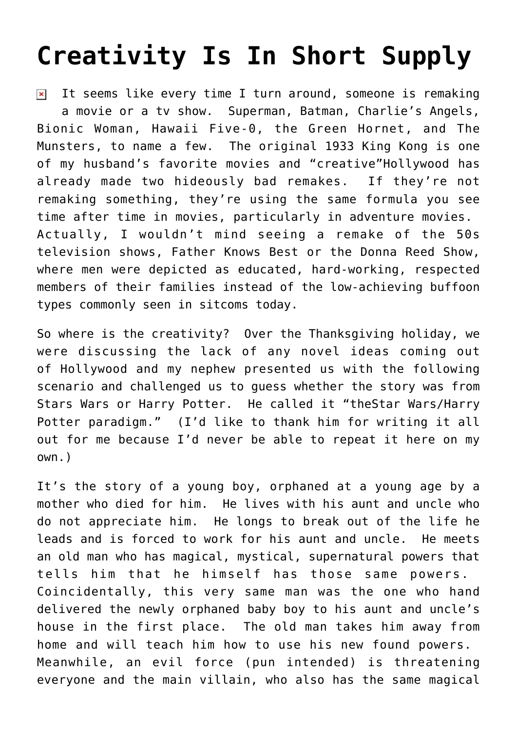# Creativity Is In Short Supply

It seems like every time I turn around, someone is remaking a movie or a tv show. Superman, Batman, Charlie's Angels, Bionic Woman, Hawaii Five-0, the Green Hornet, and The Munsters, to name a few. The original 1933 King Kong is one of my husband's favorite movies and "creative"Hollywood has already made two hideously bad remakes. If they're not remaking something, they're using the same formula you see time after time in movies, particularly in adventure movies. Actually, I wouldn't mind seeing a remake of the 50s television shows, Father Knows Best or the Donna Reed Show, where men were depicted as educated, hard-working, respected members of their families instead of the low-achieving buffoon types commonly seen in sitcoms today.

So where is the creativity? Over the Thanksgiving holiday, we were discussing the lack of any novel ideas coming out of Hollywood and my nephew presented us with the following scenario and challenged us to guess whether the story was from Stars Wars or Harry Potter. He called it "theStar Wars/Harry Potter paradigm." (I'd like to thank him for writing it all out for me because I'd never be able to repeat it here on my own.)

It's the story of a young boy, orphaned at a young age by a mother who died for him. He lives with his aunt and uncle who do not appreciate him. He longs to break out of the life he leads and is forced to work for his aunt and uncle. He meets an old man who has magical, mystical, supernatural powers that tells him that he himself has those same powers. Coincidentally, this very same man was the one who hand delivered the newly orphaned baby boy to his aunt and uncle's house in the first place. The old man takes him away from home and will teach him how to use his new found powers. Meanwhile, an evil force (pun intended) is threatening everyone and the main villain, who also has the same magical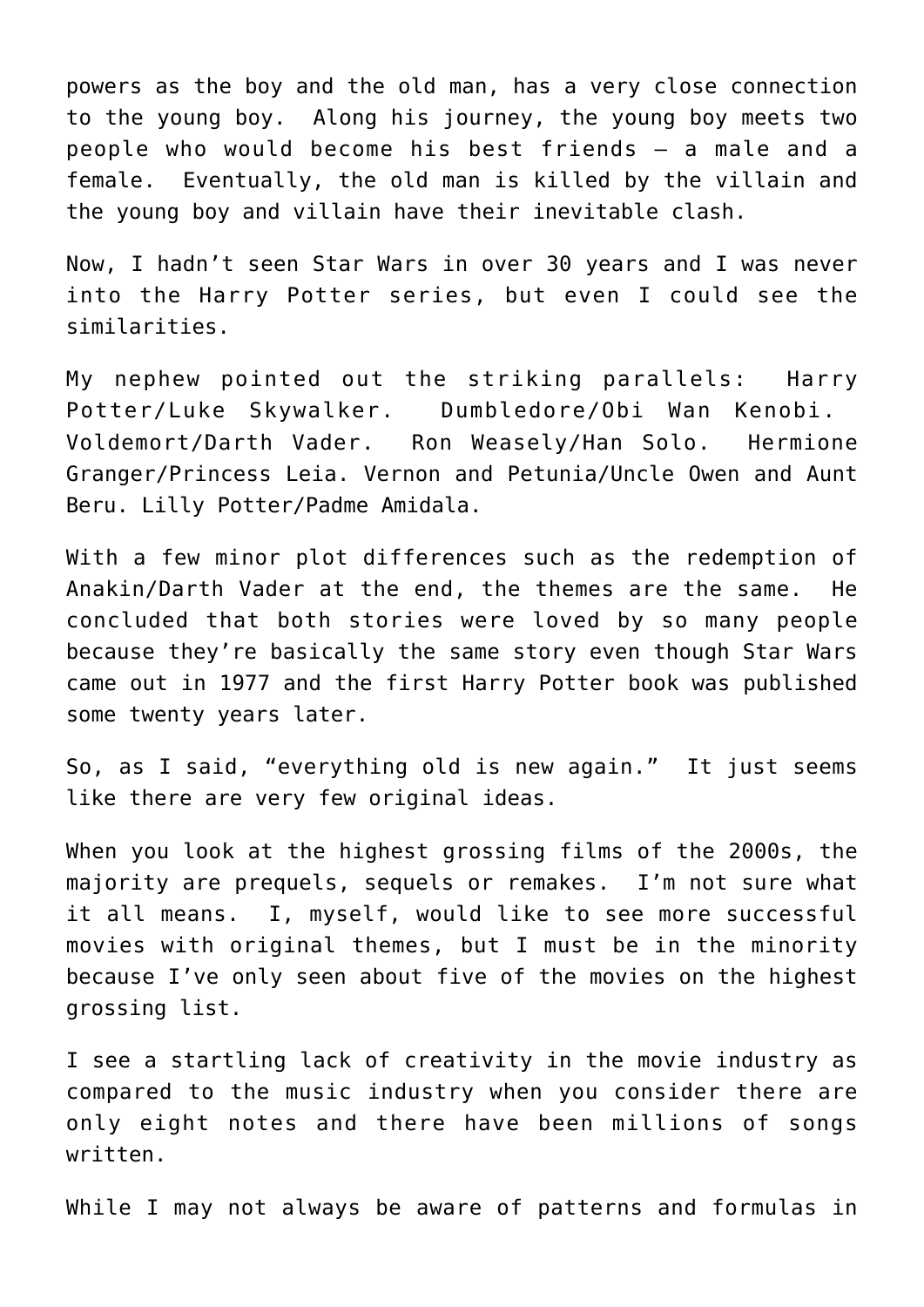powers as the boy and the old man, has a very close connection to the young boy. Along his journey, the young boy meets two people who would become his best friends – a male and a female. Eventually, the old man is killed by the villain and the young boy and villain have their inevitable clash.

Now, I hadn't seen Star Wars in over 30 years and I was never into the Harry Potter series, but even I could see the similarities.

My nephew pointed out the striking parallels: Harry Potter/Luke Skywalker. Dumbledore/Obi Wan Kenobi. Voldemort/Darth Vader. Ron Weasely/Han Solo. Hermione Granger/Princess Leia. Vernon and Petunia/Uncle Owen and Aunt Beru. Lilly Potter/Padme Amidala.

With a few minor plot differences such as the redemption of Anakin/Darth Vader at the end, the themes are the same. He concluded that both stories were loved by so many people because they're basically the same story even though Star Wars came out in 1977 and the first Harry Potter book was published some twenty years later.

So, as I said, "everything old is new again." It just seems like there are very few original ideas.

When you look at the highest grossing films of the 2000s, the majority are prequels, sequels or remakes. I'm not sure what it all means. I, myself, would like to see more successful movies with original themes, but I must be in the minority because I've only seen about five of the movies on the highest grossing list.

I see a startling lack of creativity in the movie industry as compared to the music industry when you consider there are only eight notes and there have been millions of songs written.

While I may not always be aware of patterns and formulas in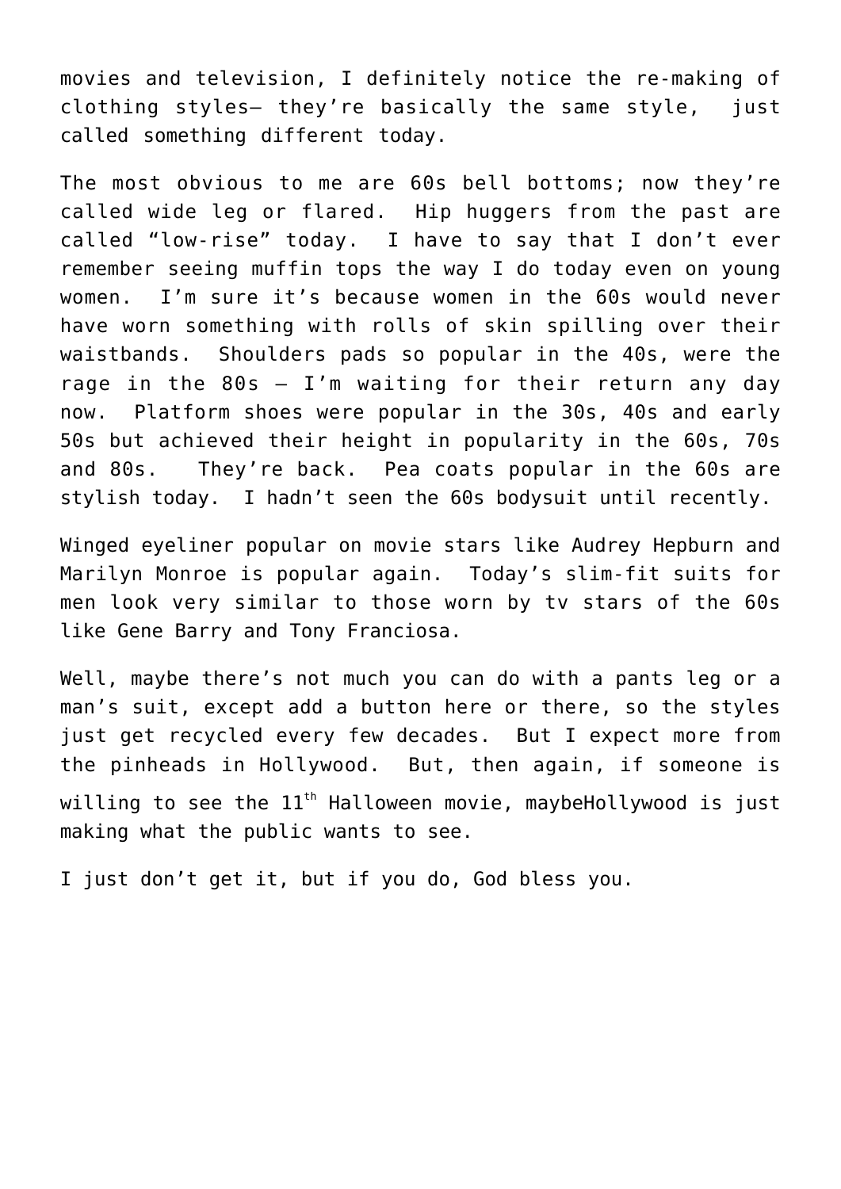movies and television, I definitely notice the re-making of clothing styles– they're basically the same style,  just called something different today.

The most obvious to me are 60s bell bottoms; now they're called wide leg or flared.  Hip huggers from the past are called "low-rise" today.  I have to say that I don't ever remember seeing muffin tops the way I do today even on young women.  I'm sure it's because women in the 60s would never have worn something with rolls of skin spilling over their waistbands.  Shoulders pads so popular in the 40s, were the rage in the 80s – I'm waiting for their return any day now.  Platform shoes were popular in the 30s, 40s and early 50s but achieved their height in popularity in the 60s, 70s and 80s.   They're back.  Pea coats popular in the 60s are stylish today.  I hadn't seen the 60s bodysuit until recently.

Winged eyeliner popular on movie stars like Audrey Hepburn and Marilyn Monroe is popular again.  Today's slim-fit suits for men look very similar to those worn by tv stars of the 60s like Gene Barry and Tony Franciosa.

Well, maybe there's not much you can do with a pants leg or a man's suit, except add a button here or there, so the styles just get recycled every few decades.  But I expect more from the pinheads in Hollywood.  But, then again, if someone is willing to see the 11th Halloween movie, maybeHollywood is just making what the public wants to see.

I just don't get it, but if you do, God bless you.